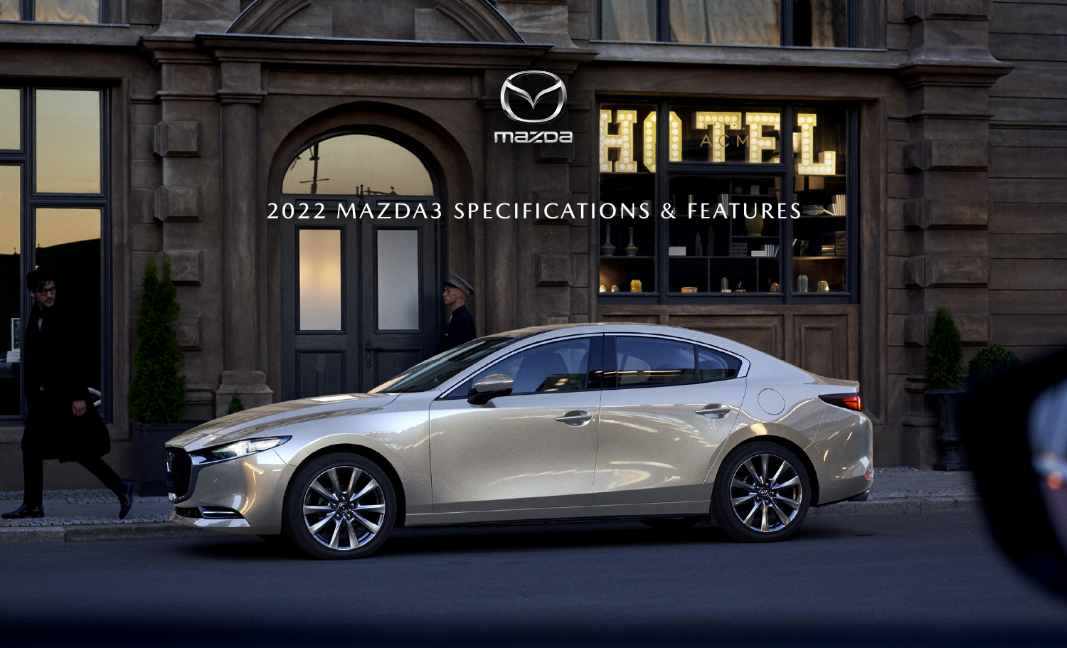mazda

# 2022 MAZDA3 SPECIFICATIONS & FEATURES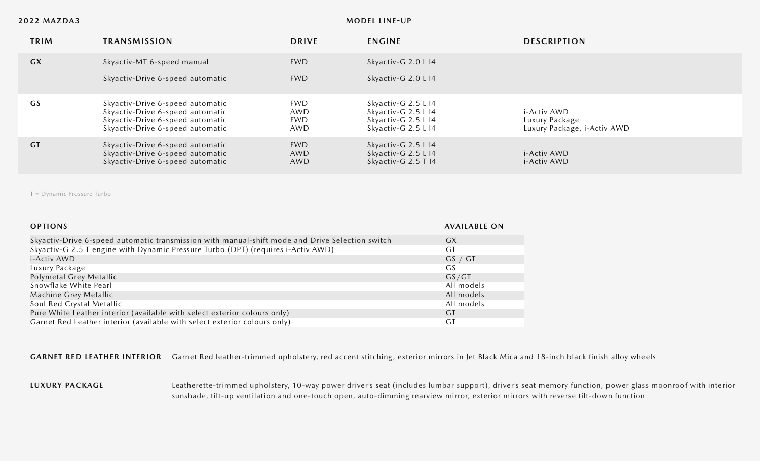**2022 MAZDA3**

## MODEL LINE-UP

| TRIM | TRANSMISSION | DRIVE | ENGINE | DESCRIPTION |
|---|---|---|---|---|
| GX | Skyactiv-MT 6-speed manual | FWD | Skyactiv-G 2.0 L I4 | |
| | Skyactiv-Drive 6-speed automatic | FWD | Skyactiv-G 2.0 L I4 | |
| GS | Skyactiv-Drive 6-speed automatic | FWD | Skyactiv-G 2.5 L I4 | |
| | Skyactiv-Drive 6-speed automatic | AWD | Skyactiv-G 2.5 L I4 | i-Activ AWD |
| | Skyactiv-Drive 6-speed automatic | FWD | Skyactiv-G 2.5 L I4 | Luxury Package |
| | Skyactiv-Drive 6-speed automatic | AWD | Skyactiv-G 2.5 L I4 | Luxury Package, i-Activ AWD |
| GT | Skyactiv-Drive 6-speed automatic | FWD | Skyactiv-G 2.5 L I4 | |
| | Skyactiv-Drive 6-speed automatic | AWD | Skyactiv-G 2.5 L I4 | i-Activ AWD |
| | Skyactiv-Drive 6-speed automatic | AWD | Skyactiv-G 2.5 T I4 | i-Activ AWD |

T = Dynamic Pressure Turbo

| OPTIONS | AVAILABLE ON |
|---|---|
| Skyactiv-Drive 6-speed automatic transmission with manual-shift mode and Drive Selection switch | GX |
| Skyactiv-G 2.5 T engine with Dynamic Pressure Turbo (DPT) (requires i-Activ AWD) | GT |
| i-Activ AWD | GS / GT |
| Luxury Package | GS |
| Polymetal Grey Metallic | GS/GT |
| Snowflake White Pearl | All models |
| Machine Grey Metallic | All models |
| Soul Red Crystal Metallic | All models |
| Pure White Leather interior (available with select exterior colours only) | GT |
| Garnet Red Leather interior (available with select exterior colours only) | GT |

**GARNET RED LEATHER INTERIOR** Garnet Red leather-trimmed upholstery, red accent stitching, exterior mirrors in Jet Black Mica and 18-inch black finish alloy wheels

**LUXURY PACKAGE** Leatherette-trimmed upholstery, 10-way power driver's seat (includes lumbar support), driver's seat memory function, power glass moonroof with interior sunshade, tilt-up ventilation and one-touch open, auto-dimming rearview mirror, exterior mirrors with reverse tilt-down function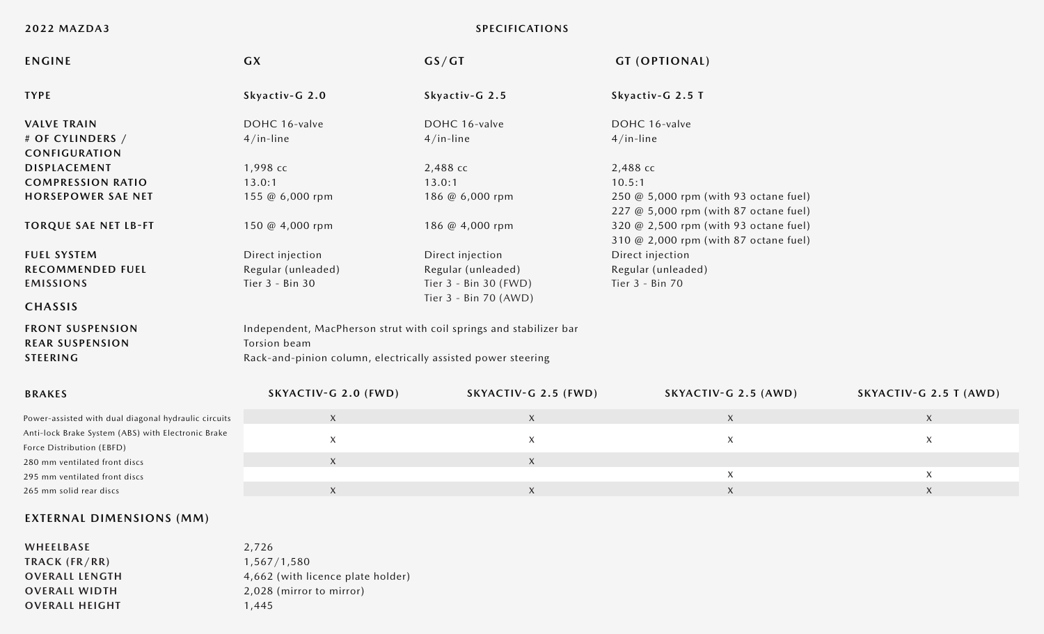**2022 MAZDA3** — **SPECIFICATIONS**

## ENGINE

| ENGINE | GX | GS/GT | GT (OPTIONAL) |
|---|---|---|---|
| TYPE | Skyactiv-G 2.0 | Skyactiv-G 2.5 | Skyactiv-G 2.5 T |
| VALVE TRAIN | DOHC 16-valve | DOHC 16-valve | DOHC 16-valve |
| # OF CYLINDERS / CONFIGURATION | 4/in-line | 4/in-line | 4/in-line |
| DISPLACEMENT | 1,998 cc | 2,488 cc | 2,488 cc |
| COMPRESSION RATIO | 13.0:1 | 13.0:1 | 10.5:1 |
| HORSEPOWER SAE NET | 155 @ 6,000 rpm | 186 @ 6,000 rpm | 250 @ 5,000 rpm (with 93 octane fuel)<br>227 @ 5,000 rpm (with 87 octane fuel) |
| TORQUE SAE NET LB-FT | 150 @ 4,000 rpm | 186 @ 4,000 rpm | 320 @ 2,500 rpm (with 93 octane fuel)<br>310 @ 2,000 rpm (with 87 octane fuel) |
| FUEL SYSTEM | Direct injection | Direct injection | Direct injection |
| RECOMMENDED FUEL | Regular (unleaded) | Regular (unleaded) | Regular (unleaded) |
| EMISSIONS | Tier 3 - Bin 30 | Tier 3 - Bin 30 (FWD)<br>Tier 3 - Bin 70 (AWD) | Tier 3 - Bin 70 |

## CHASSIS

| | |
|---|---|
| FRONT SUSPENSION | Independent, MacPherson strut with coil springs and stabilizer bar |
| REAR SUSPENSION | Torsion beam |
| STEERING | Rack-and-pinion column, electrically assisted power steering |

## BRAKES

| BRAKES | SKYACTIV-G 2.0 (FWD) | SKYACTIV-G 2.5 (FWD) | SKYACTIV-G 2.5 (AWD) | SKYACTIV-G 2.5 T (AWD) |
|---|---|---|---|---|
| Power-assisted with dual diagonal hydraulic circuits | X | X | X | X |
| Anti-lock Brake System (ABS) with Electronic Brake Force Distribution (EBFD) | X | X | X | X |
| 280 mm ventilated front discs | X | X | | |
| 295 mm ventilated front discs | | | X | X |
| 265 mm solid rear discs | X | X | X | X |

## EXTERNAL DIMENSIONS (MM)

| | |
|---|---|
| WHEELBASE | 2,726 |
| TRACK (FR/RR) | 1,567/1,580 |
| OVERALL LENGTH | 4,662 (with licence plate holder) |
| OVERALL WIDTH | 2,028 (mirror to mirror) |
| OVERALL HEIGHT | 1,445 |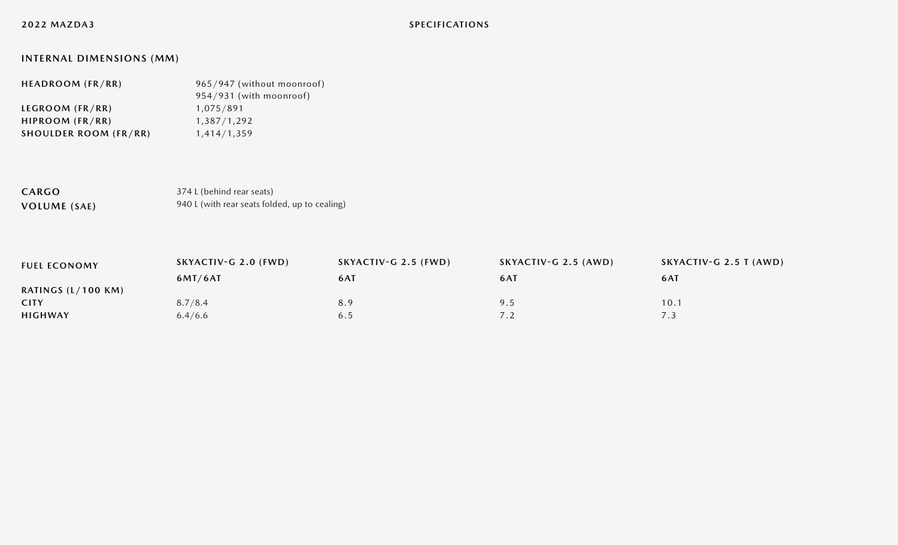## INTERNAL DIMENSIONS (MM)

| | |
|---|---|
| **HEADROOM (FR/RR)** | 965/947 (without moonroof)<br>954/931 (with moonroof) |
| **LEGROOM (FR/RR)** | 1,075/891 |
| **HIPROOM (FR/RR)** | 1,387/1,292 |
| **SHOULDER ROOM (FR/RR)** | 1,414/1,359 |

| | |
|---|---|
| **CARGO VOLUME (SAE)** | 374 L (behind rear seats)<br>940 L (with rear seats folded, up to cealing) |

| **FUEL ECONOMY RATINGS (L/100 KM)** | **SKYACTIV-G 2.0 (FWD)** | **SKYACTIV-G 2.5 (FWD)** | **SKYACTIV-G 2.5 (AWD)** | **SKYACTIV-G 2.5 T (AWD)** |
|---|---|---|---|---|
| | **6MT/6AT** | **6AT** | **6AT** | **6AT** |
| **CITY** | 8.7/8.4 | 8.9 | 9.5 | 10.1 |
| **HIGHWAY** | 6.4/6.6 | 6.5 | 7.2 | 7.3 |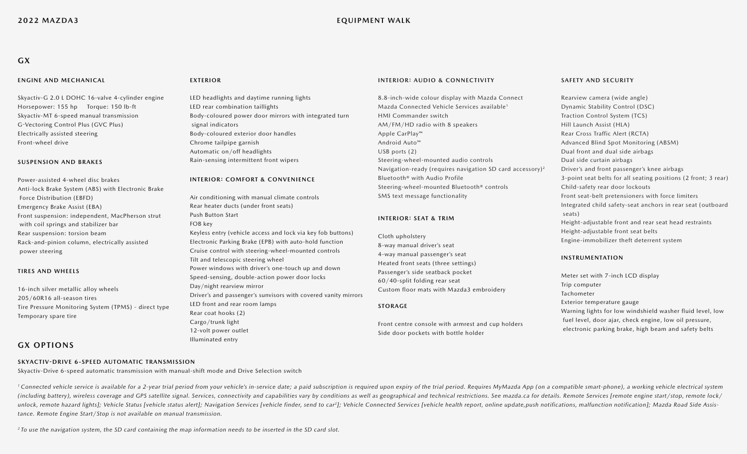# GX

## ENGINE AND MECHANICAL

Skyactiv-G 2.0 L DOHC 16-valve 4-cylinder engine
Horsepower: 155 hp     Torque: 150 lb-ft
Skyactiv-MT 6-speed manual transmission
G-Vectoring Control Plus (GVC Plus)
Electrically assisted steering
Front-wheel drive

## SUSPENSION AND BRAKES

Power-assisted 4-wheel disc brakes
Anti-lock Brake System (ABS) with Electronic Brake Force Distribution (EBFD)
Emergency Brake Assist (EBA)
Front suspension: independent, MacPherson strut with coil springs and stabilizer bar
Rear suspension: torsion beam
Rack-and-pinion column, electrically assisted power steering

## TIRES AND WHEELS

16-inch silver metallic alloy wheels
205/60R16 all-season tires
Tire Pressure Monitoring System (TPMS) - direct type
Temporary spare tire

## EXTERIOR

LED headlights and daytime running lights
LED rear combination taillights
Body-coloured power door mirrors with integrated turn signal indicators
Body-coloured exterior door handles
Chrome tailpipe garnish
Automatic on/off headlights
Rain-sensing intermittent front wipers

## INTERIOR: COMFORT & CONVENIENCE

Air conditioning with manual climate controls
Rear heater ducts (under front seats)
Push Button Start
FOB key
Keyless entry (vehicle access and lock via key fob buttons)
Electronic Parking Brake (EPB) with auto-hold function
Cruise control with steering-wheel-mounted controls
Tilt and telescopic steering wheel
Power windows with driver's one-touch up and down
Speed-sensing, double-action power door locks
Day/night rearview mirror
Driver's and passenger's sunvisors with covered vanity mirrors
LED front and rear room lamps
Rear coat hooks (2)
Cargo/trunk light
12-volt power outlet
Illuminated entry

## INTERIOR: AUDIO & CONNECTIVITY

8.8-inch-wide colour display with Mazda Connect
Mazda Connected Vehicle Services available[1]
HMI Commander switch
AM/FM/HD radio with 8 speakers
Apple CarPlay™
Android Auto™
USB ports (2)
Steering-wheel-mounted audio controls
Navigation-ready (requires navigation SD card accessory)[2]
Bluetooth® with Audio Profile
Steering-wheel-mounted Bluetooth® controls
SMS text message functionality

## INTERIOR: SEAT & TRIM

Cloth upholstery
8-way manual driver's seat
4-way manual passenger's seat
Heated front seats (three settings)
Passenger's side seatback pocket
60/40-split folding rear seat
Custom floor mats with Mazda3 embroidery

## STORAGE

Front centre console with armrest and cup holders
Side door pockets with bottle holder

## SAFETY AND SECURITY

Rearview camera (wide angle)
Dynamic Stability Control (DSC)
Traction Control System (TCS)
Hill Launch Assist (HLA)
Rear Cross Traffic Alert (RCTA)
Advanced Blind Spot Monitoring (ABSM)
Dual front and dual side airbags
Dual side curtain airbags
Driver's and front passenger's knee airbags
3-point seat belts for all seating positions (2 front; 3 rear)
Child-safety rear door lockouts
Front seat-belt pretensioners with force limiters
Integrated child safety-seat anchors in rear seat (outboard seats)
Height-adjustable front and rear seat head restraints
Height-adjustable front seat belts
Engine-immobilizer theft deterrent system

## INSTRUMENTATION

Meter set with 7-inch LCD display
Trip computer
Tachometer
Exterior temperature gauge
Warning lights for low windshield washer fluid level, low fuel level, door ajar, check engine, low oil pressure, electronic parking brake, high beam and safety belts

# GX OPTIONS

## SKYACTIV-DRIVE 6-SPEED AUTOMATIC TRANSMISSION

Skyactiv-Drive 6-speed automatic transmission with manual-shift mode and Drive Selection switch

*[1] Connected vehicle service is available for a 2-year trial period from your vehicle's in-service date; a paid subscription is required upon expiry of the trial period. Requires MyMazda App (on a compatible smart-phone), a working vehicle electrical system (including battery), wireless coverage and GPS satellite signal. Services, connectivity and capabilities vary by conditions as well as geographical and technical restrictions. See mazda.ca for details. Remote Services [remote engine start/stop, remote lock/unlock, remote hazard lights]; Vehicle Status [vehicle status alert]; Navigation Services [vehicle finder, send to car[2]]; Vehicle Connected Services [vehicle health report, online update,push notifications, malfunction notification]; Mazda Road Side Assistance. Remote Engine Start/Stop is not available on manual transmission.*

*[2] To use the navigation system, the SD card containing the map information needs to be inserted in the SD card slot.*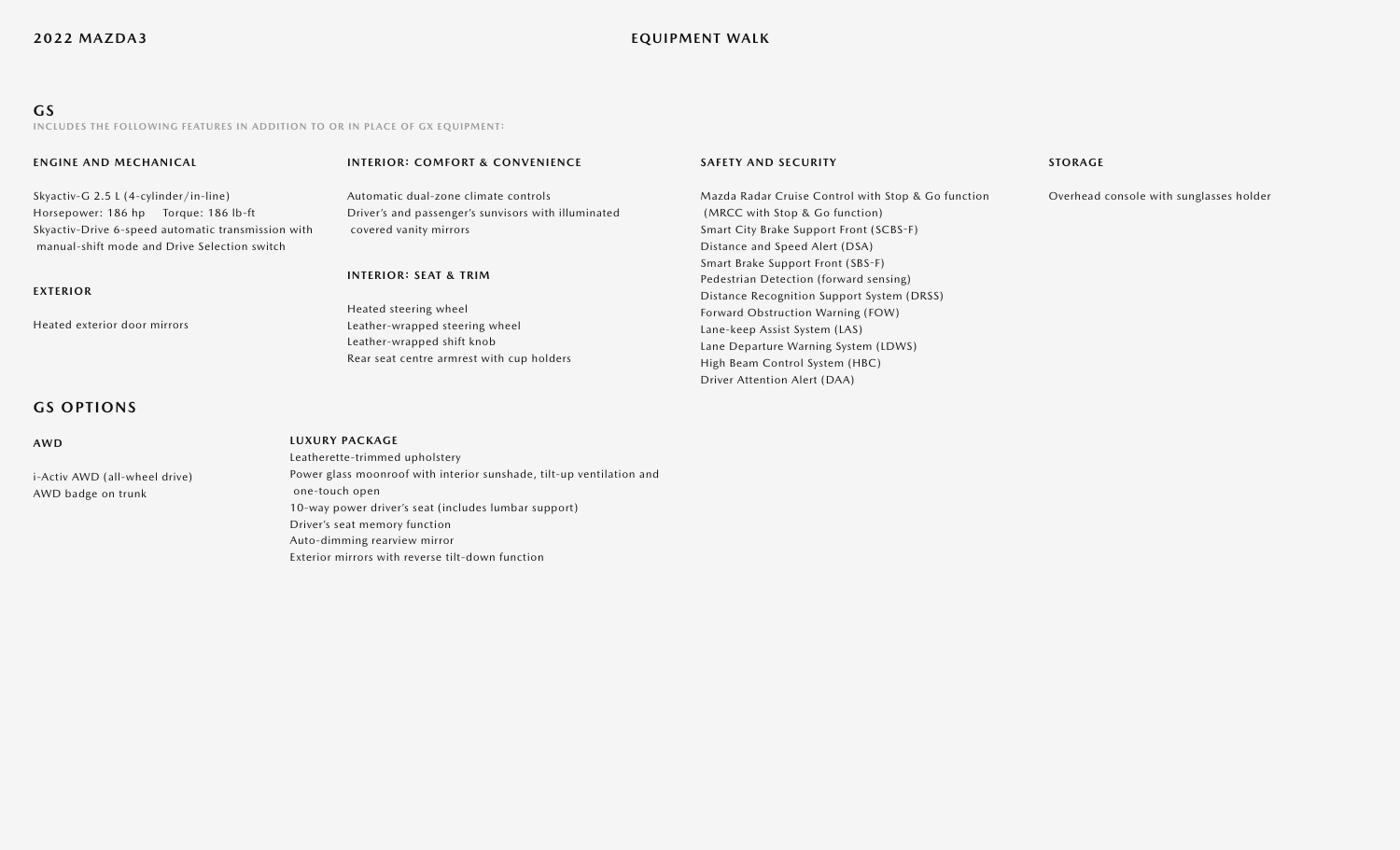## GS

INCLUDES THE FOLLOWING FEATURES IN ADDITION TO OR IN PLACE OF GX EQUIPMENT:

#### ENGINE AND MECHANICAL

Skyactiv-G 2.5 L (4-cylinder/in-line)
Horsepower: 186 hp Torque: 186 lb-ft
Skyactiv-Drive 6-speed automatic transmission with manual-shift mode and Drive Selection switch

#### EXTERIOR

Heated exterior door mirrors

#### INTERIOR: COMFORT & CONVENIENCE

Automatic dual-zone climate controls
Driver's and passenger's sunvisors with illuminated covered vanity mirrors

#### INTERIOR: SEAT & TRIM

Heated steering wheel
Leather-wrapped steering wheel
Leather-wrapped shift knob
Rear seat centre armrest with cup holders

#### SAFETY AND SECURITY

Mazda Radar Cruise Control with Stop & Go function (MRCC with Stop & Go function)
Smart City Brake Support Front (SCBS-F)
Distance and Speed Alert (DSA)
Smart Brake Support Front (SBS-F)
Pedestrian Detection (forward sensing)
Distance Recognition Support System (DRSS)
Forward Obstruction Warning (FOW)
Lane-keep Assist System (LAS)
Lane Departure Warning System (LDWS)
High Beam Control System (HBC)
Driver Attention Alert (DAA)

#### STORAGE

Overhead console with sunglasses holder

## GS OPTIONS

#### AWD

i-Activ AWD (all-wheel drive)
AWD badge on trunk

#### LUXURY PACKAGE

Leatherette-trimmed upholstery
Power glass moonroof with interior sunshade, tilt-up ventilation and one-touch open
10-way power driver's seat (includes lumbar support)
Driver's seat memory function
Auto-dimming rearview mirror
Exterior mirrors with reverse tilt-down function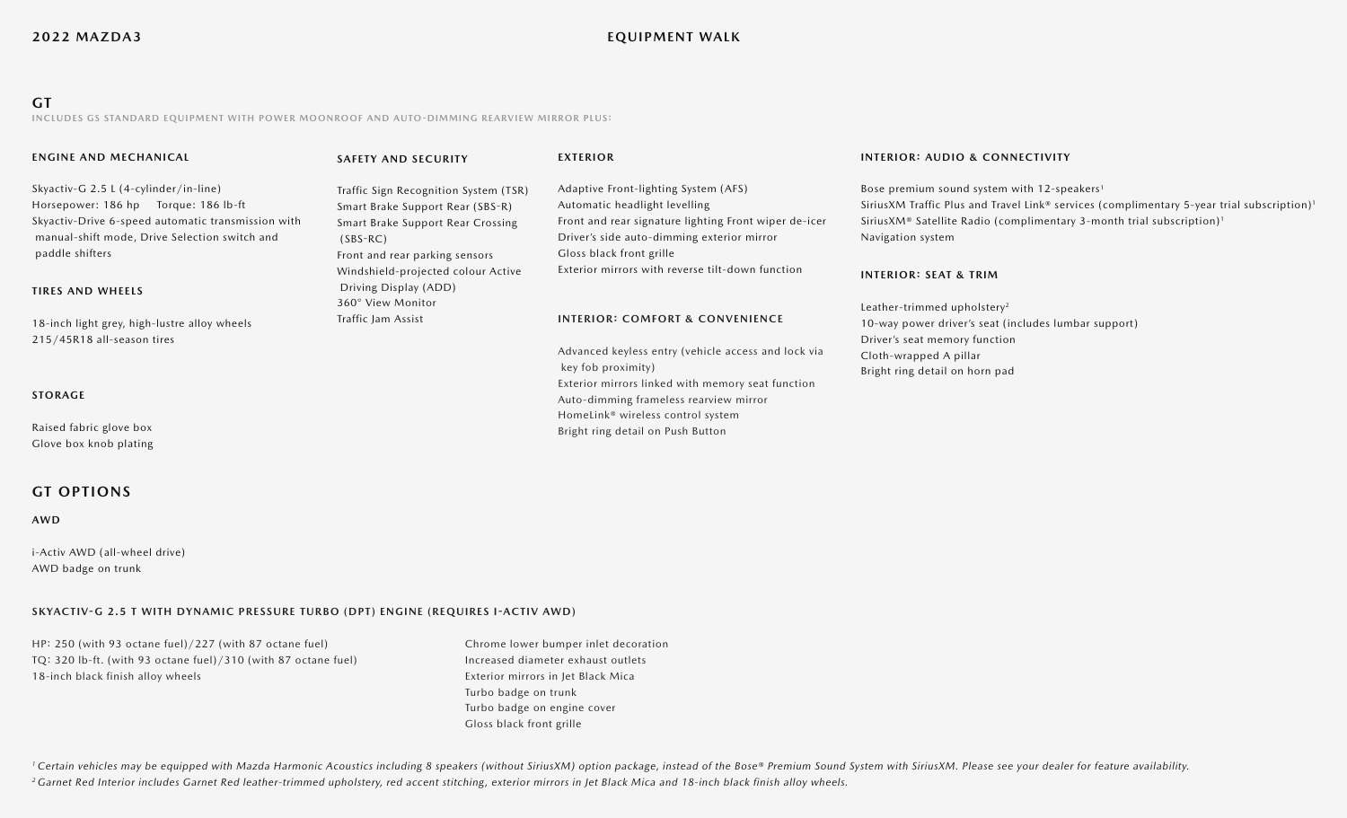# GT

INCLUDES GS STANDARD EQUIPMENT WITH POWER MOONROOF AND AUTO-DIMMING REARVIEW MIRROR PLUS:

### ENGINE AND MECHANICAL

Skyactiv-G 2.5 L (4-cylinder/in-line)
Horsepower: 186 hp Torque: 186 lb-ft
Skyactiv-Drive 6-speed automatic transmission with manual-shift mode, Drive Selection switch and paddle shifters

### TIRES AND WHEELS

18-inch light grey, high-lustre alloy wheels
215/45R18 all-season tires

### STORAGE

Raised fabric glove box
Glove box knob plating

### SAFETY AND SECURITY

Traffic Sign Recognition System (TSR)
Smart Brake Support Rear (SBS-R)
Smart Brake Support Rear Crossing (SBS-RC)
Front and rear parking sensors
Windshield-projected colour Active Driving Display (ADD)
360° View Monitor
Traffic Jam Assist

### EXTERIOR

Adaptive Front-lighting System (AFS)
Automatic headlight levelling
Front and rear signature lighting Front wiper de-icer
Driver's side auto-dimming exterior mirror
Gloss black front grille
Exterior mirrors with reverse tilt-down function

### INTERIOR: COMFORT & CONVENIENCE

Advanced keyless entry (vehicle access and lock via key fob proximity)
Exterior mirrors linked with memory seat function
Auto-dimming frameless rearview mirror
HomeLink® wireless control system
Bright ring detail on Push Button

### INTERIOR: AUDIO & CONNECTIVITY

Bose premium sound system with 12-speakers[1]
SiriusXM Traffic Plus and Travel Link® services (complimentary 5-year trial subscription)[1]
SiriusXM® Satellite Radio (complimentary 3-month trial subscription)[1]
Navigation system

### INTERIOR: SEAT & TRIM

Leather-trimmed upholstery[2]
10-way power driver's seat (includes lumbar support)
Driver's seat memory function
Cloth-wrapped A pillar
Bright ring detail on horn pad

## GT OPTIONS

### AWD

i-Activ AWD (all-wheel drive)
AWD badge on trunk

### SKYACTIV-G 2.5 T WITH DYNAMIC PRESSURE TURBO (DPT) ENGINE (REQUIRES I-ACTIV AWD)

HP: 250 (with 93 octane fuel)/227 (with 87 octane fuel)
TQ: 320 lb-ft. (with 93 octane fuel)/310 (with 87 octane fuel)
18-inch black finish alloy wheels
Chrome lower bumper inlet decoration
Increased diameter exhaust outlets
Exterior mirrors in Jet Black Mica
Turbo badge on trunk
Turbo badge on engine cover
Gloss black front grille

*[1] Certain vehicles may be equipped with Mazda Harmonic Acoustics including 8 speakers (without SiriusXM) option package, instead of the Bose® Premium Sound System with SiriusXM. Please see your dealer for feature availability.*
*[2] Garnet Red Interior includes Garnet Red leather-trimmed upholstery, red accent stitching, exterior mirrors in Jet Black Mica and 18-inch black finish alloy wheels.*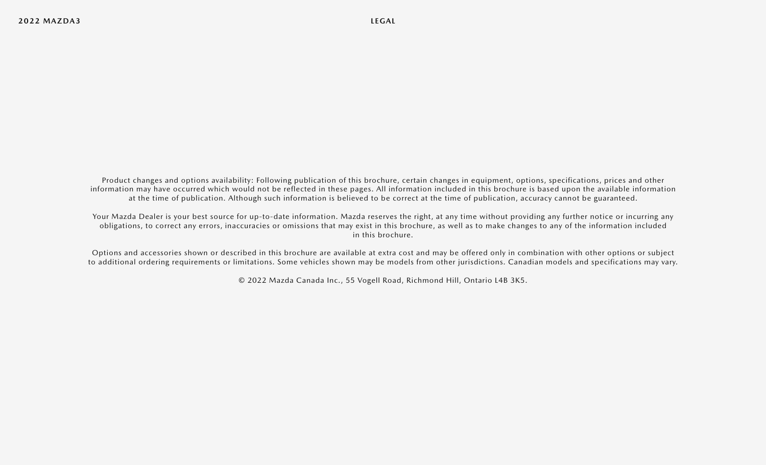# LEGAL

Product changes and options availability: Following publication of this brochure, certain changes in equipment, options, specifications, prices and other information may have occurred which would not be reflected in these pages. All information included in this brochure is based upon the available information at the time of publication. Although such information is believed to be correct at the time of publication, accuracy cannot be guaranteed.

Your Mazda Dealer is your best source for up-to-date information. Mazda reserves the right, at any time without providing any further notice or incurring any obligations, to correct any errors, inaccuracies or omissions that may exist in this brochure, as well as to make changes to any of the information included in this brochure.

Options and accessories shown or described in this brochure are available at extra cost and may be offered only in combination with other options or subject to additional ordering requirements or limitations. Some vehicles shown may be models from other jurisdictions. Canadian models and specifications may vary.

© 2022 Mazda Canada Inc., 55 Vogell Road, Richmond Hill, Ontario L4B 3K5.